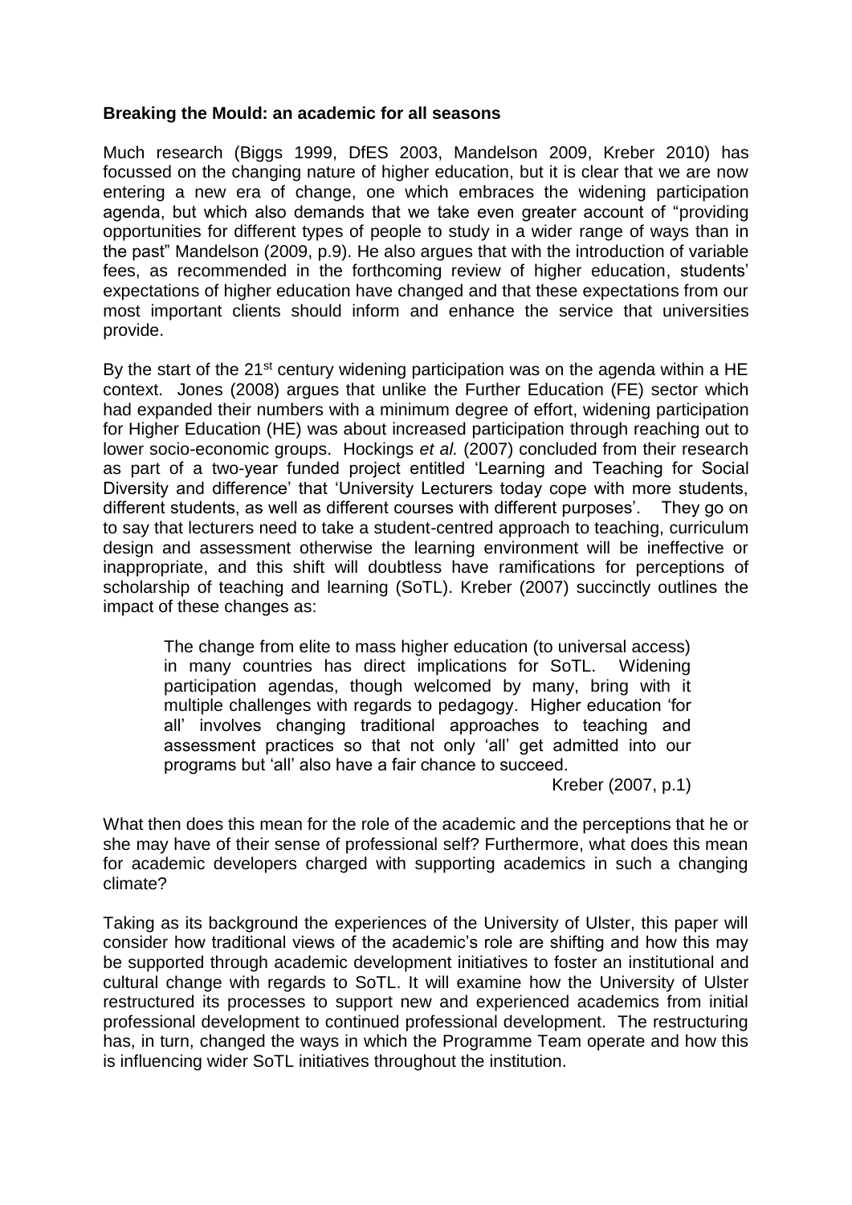**Breaking the Mould: an academic for all seasons**

Much research (Biggs 1999, DfES 2003, Mandelson 2009, Kreber 2010) has focussed on the changing nature of higher education, but it is clear that we are now entering a new era of change, one which embraces the widening participation agenda, but which also demands that we take even greater account of "providing opportunities for different types of people to study in a wider range of ways than in the past" Mandelson (2009, p.9). He also argues that with the introduction of variable fees, as recommended in the forthcoming review of higher education, students' expectations of higher education have changed and that these expectations from our most important clients should inform and enhance the service that universities provide.

By the start of the 21st century widening participation was on the agenda within a HE context. Jones (2008) argues that unlike the Further Education (FE) sector which had expanded their numbers with a minimum degree of effort, widening participation for Higher Education (HE) was about increased participation through reaching out to lower socio-economic groups. Hockings *et al.* (2007) concluded from their research as part of a two-year funded project entitled 'Learning and Teaching for Social Diversity and difference' that 'University Lecturers today cope with more students, different students, as well as different courses with different purposes'. They go on to say that lecturers need to take a student-centred approach to teaching, curriculum design and assessment otherwise the learning environment will be ineffective or inappropriate, and this shift will doubtless have ramifications for perceptions of scholarship of teaching and learning (SoTL). Kreber (2007) succinctly outlines the impact of these changes as:

> The change from elite to mass higher education (to universal access) in many countries has direct implications for SoTL. Widening participation agendas, though welcomed by many, bring with it multiple challenges with regards to pedagogy. Higher education 'for all' involves changing traditional approaches to teaching and assessment practices so that not only 'all' get admitted into our programs but 'all' also have a fair chance to succeed.
>
> Kreber (2007, p.1)

What then does this mean for the role of the academic and the perceptions that he or she may have of their sense of professional self? Furthermore, what does this mean for academic developers charged with supporting academics in such a changing climate?

Taking as its background the experiences of the University of Ulster, this paper will consider how traditional views of the academic's role are shifting and how this may be supported through academic development initiatives to foster an institutional and cultural change with regards to SoTL. It will examine how the University of Ulster restructured its processes to support new and experienced academics from initial professional development to continued professional development. The restructuring has, in turn, changed the ways in which the Programme Team operate and how this is influencing wider SoTL initiatives throughout the institution.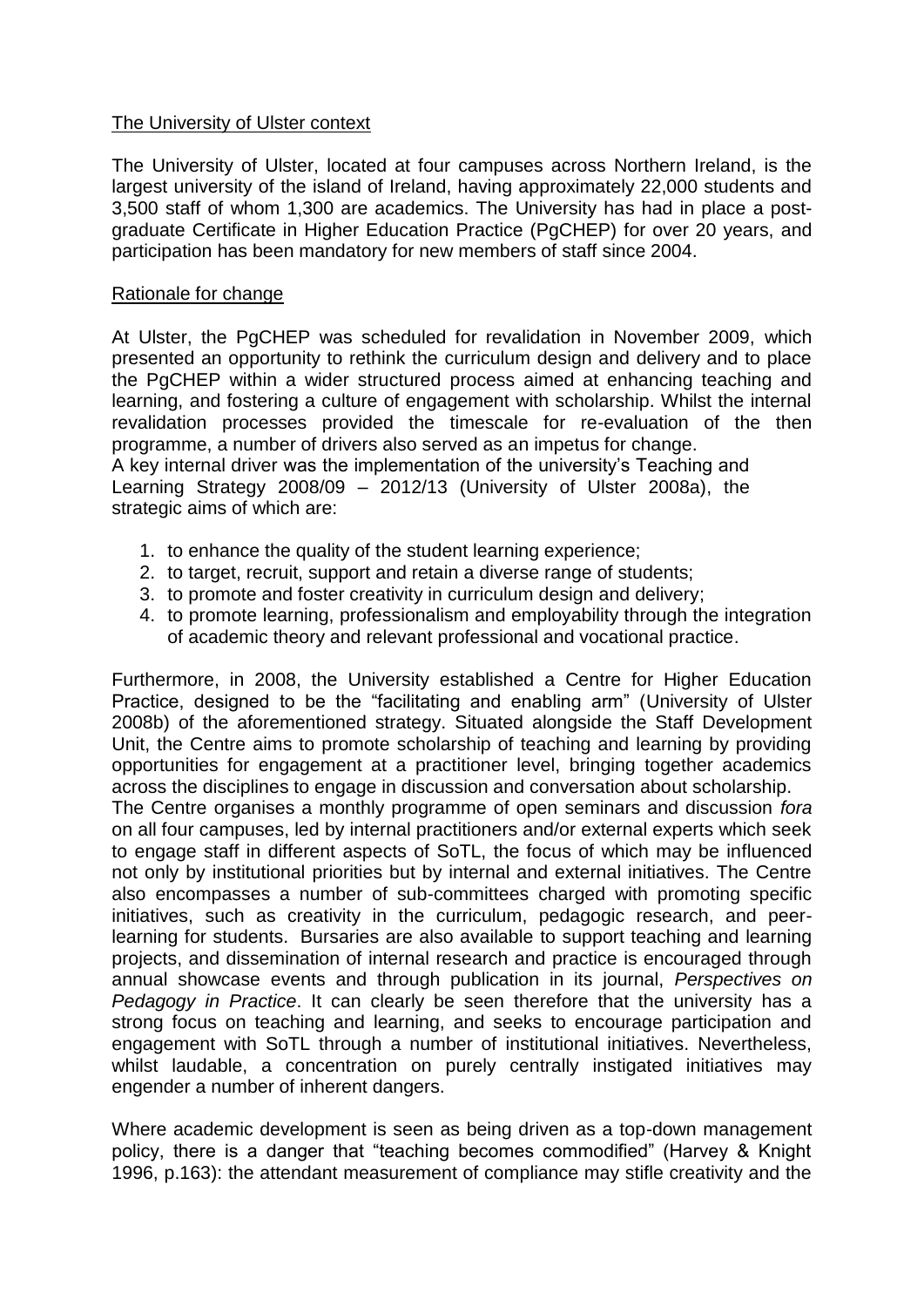## The University of Ulster context

The University of Ulster, located at four campuses across Northern Ireland, is the largest university of the island of Ireland, having approximately 22,000 students and 3,500 staff of whom 1,300 are academics. The University has had in place a post-graduate Certificate in Higher Education Practice (PgCHEP) for over 20 years, and participation has been mandatory for new members of staff since 2004.

## Rationale for change

At Ulster, the PgCHEP was scheduled for revalidation in November 2009, which presented an opportunity to rethink the curriculum design and delivery and to place the PgCHEP within a wider structured process aimed at enhancing teaching and learning, and fostering a culture of engagement with scholarship. Whilst the internal revalidation processes provided the timescale for re-evaluation of the then programme, a number of drivers also served as an impetus for change.

A key internal driver was the implementation of the university's Teaching and Learning Strategy 2008/09 – 2012/13 (University of Ulster 2008a), the strategic aims of which are:

1. to enhance the quality of the student learning experience;
2. to target, recruit, support and retain a diverse range of students;
3. to promote and foster creativity in curriculum design and delivery;
4. to promote learning, professionalism and employability through the integration of academic theory and relevant professional and vocational practice.

Furthermore, in 2008, the University established a Centre for Higher Education Practice, designed to be the "facilitating and enabling arm" (University of Ulster 2008b) of the aforementioned strategy. Situated alongside the Staff Development Unit, the Centre aims to promote scholarship of teaching and learning by providing opportunities for engagement at a practitioner level, bringing together academics across the disciplines to engage in discussion and conversation about scholarship.

The Centre organises a monthly programme of open seminars and discussion *fora* on all four campuses, led by internal practitioners and/or external experts which seek to engage staff in different aspects of SoTL, the focus of which may be influenced not only by institutional priorities but by internal and external initiatives. The Centre also encompasses a number of sub-committees charged with promoting specific initiatives, such as creativity in the curriculum, pedagogic research, and peer-learning for students. Bursaries are also available to support teaching and learning projects, and dissemination of internal research and practice is encouraged through annual showcase events and through publication in its journal, *Perspectives on Pedagogy in Practice*. It can clearly be seen therefore that the university has a strong focus on teaching and learning, and seeks to encourage participation and engagement with SoTL through a number of institutional initiatives. Nevertheless, whilst laudable, a concentration on purely centrally instigated initiatives may engender a number of inherent dangers.

Where academic development is seen as being driven as a top-down management policy, there is a danger that "teaching becomes commodified" (Harvey & Knight 1996, p.163): the attendant measurement of compliance may stifle creativity and the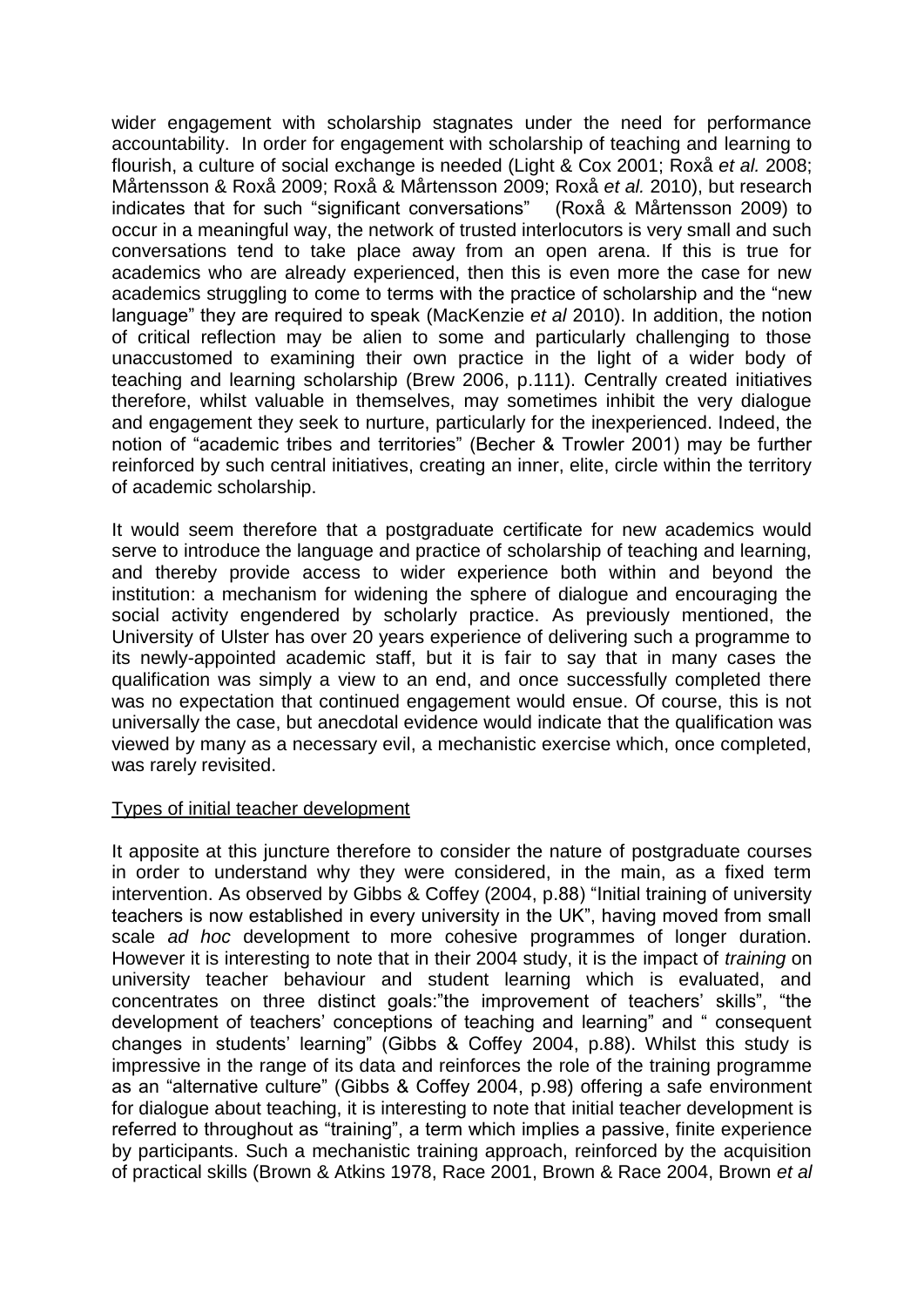wider engagement with scholarship stagnates under the need for performance accountability. In order for engagement with scholarship of teaching and learning to flourish, a culture of social exchange is needed (Light & Cox 2001; Roxå *et al.* 2008; Mårtensson & Roxå 2009; Roxå & Mårtensson 2009; Roxå *et al.* 2010), but research indicates that for such "significant conversations" (Roxå & Mårtensson 2009) to occur in a meaningful way, the network of trusted interlocutors is very small and such conversations tend to take place away from an open arena. If this is true for academics who are already experienced, then this is even more the case for new academics struggling to come to terms with the practice of scholarship and the "new language" they are required to speak (MacKenzie *et al* 2010). In addition, the notion of critical reflection may be alien to some and particularly challenging to those unaccustomed to examining their own practice in the light of a wider body of teaching and learning scholarship (Brew 2006, p.111). Centrally created initiatives therefore, whilst valuable in themselves, may sometimes inhibit the very dialogue and engagement they seek to nurture, particularly for the inexperienced. Indeed, the notion of "academic tribes and territories" (Becher & Trowler 2001) may be further reinforced by such central initiatives, creating an inner, elite, circle within the territory of academic scholarship.

It would seem therefore that a postgraduate certificate for new academics would serve to introduce the language and practice of scholarship of teaching and learning, and thereby provide access to wider experience both within and beyond the institution: a mechanism for widening the sphere of dialogue and encouraging the social activity engendered by scholarly practice. As previously mentioned, the University of Ulster has over 20 years experience of delivering such a programme to its newly-appointed academic staff, but it is fair to say that in many cases the qualification was simply a view to an end, and once successfully completed there was no expectation that continued engagement would ensue. Of course, this is not universally the case, but anecdotal evidence would indicate that the qualification was viewed by many as a necessary evil, a mechanistic exercise which, once completed, was rarely revisited.

<u>Types of initial teacher development</u>

It apposite at this juncture therefore to consider the nature of postgraduate courses in order to understand why they were considered, in the main, as a fixed term intervention. As observed by Gibbs & Coffey (2004, p.88) "Initial training of university teachers is now established in every university in the UK", having moved from small scale *ad hoc* development to more cohesive programmes of longer duration. However it is interesting to note that in their 2004 study, it is the impact of *training* on university teacher behaviour and student learning which is evaluated, and concentrates on three distinct goals:"the improvement of teachers' skills", "the development of teachers' conceptions of teaching and learning" and " consequent changes in students' learning" (Gibbs & Coffey 2004, p.88). Whilst this study is impressive in the range of its data and reinforces the role of the training programme as an "alternative culture" (Gibbs & Coffey 2004, p.98) offering a safe environment for dialogue about teaching, it is interesting to note that initial teacher development is referred to throughout as "training", a term which implies a passive, finite experience by participants. Such a mechanistic training approach, reinforced by the acquisition of practical skills (Brown & Atkins 1978, Race 2001, Brown & Race 2004, Brown *et al*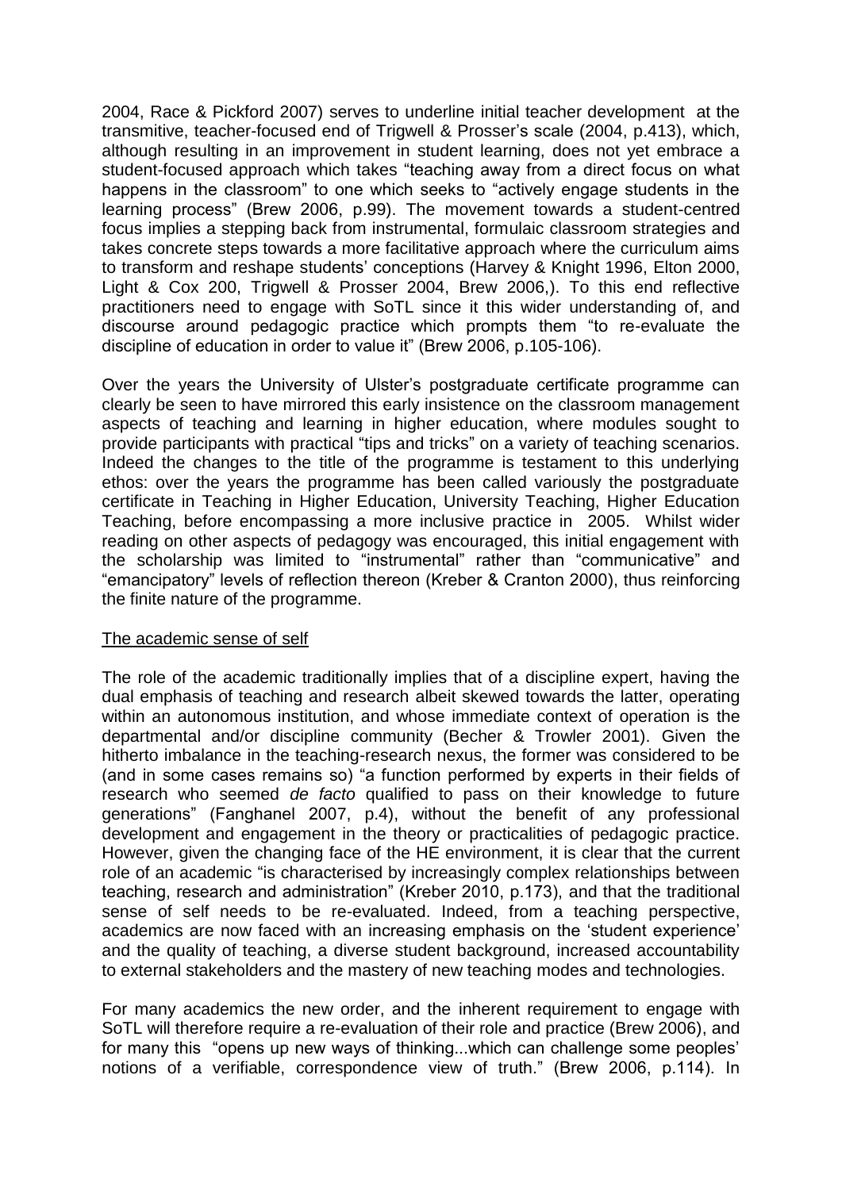2004, Race & Pickford 2007) serves to underline initial teacher development at the transmitive, teacher-focused end of Trigwell & Prosser's scale (2004, p.413), which, although resulting in an improvement in student learning, does not yet embrace a student-focused approach which takes "teaching away from a direct focus on what happens in the classroom" to one which seeks to "actively engage students in the learning process" (Brew 2006, p.99). The movement towards a student-centred focus implies a stepping back from instrumental, formulaic classroom strategies and takes concrete steps towards a more facilitative approach where the curriculum aims to transform and reshape students' conceptions (Harvey & Knight 1996, Elton 2000, Light & Cox 200, Trigwell & Prosser 2004, Brew 2006,). To this end reflective practitioners need to engage with SoTL since it this wider understanding of, and discourse around pedagogic practice which prompts them "to re-evaluate the discipline of education in order to value it" (Brew 2006, p.105-106).

Over the years the University of Ulster's postgraduate certificate programme can clearly be seen to have mirrored this early insistence on the classroom management aspects of teaching and learning in higher education, where modules sought to provide participants with practical "tips and tricks" on a variety of teaching scenarios. Indeed the changes to the title of the programme is testament to this underlying ethos: over the years the programme has been called variously the postgraduate certificate in Teaching in Higher Education, University Teaching, Higher Education Teaching, before encompassing a more inclusive practice in 2005. Whilst wider reading on other aspects of pedagogy was encouraged, this initial engagement with the scholarship was limited to "instrumental" rather than "communicative" and "emancipatory" levels of reflection thereon (Kreber & Cranton 2000), thus reinforcing the finite nature of the programme.

## The academic sense of self

The role of the academic traditionally implies that of a discipline expert, having the dual emphasis of teaching and research albeit skewed towards the latter, operating within an autonomous institution, and whose immediate context of operation is the departmental and/or discipline community (Becher & Trowler 2001). Given the hitherto imbalance in the teaching-research nexus, the former was considered to be (and in some cases remains so) "a function performed by experts in their fields of research who seemed *de facto* qualified to pass on their knowledge to future generations" (Fanghanel 2007, p.4), without the benefit of any professional development and engagement in the theory or practicalities of pedagogic practice. However, given the changing face of the HE environment, it is clear that the current role of an academic "is characterised by increasingly complex relationships between teaching, research and administration" (Kreber 2010, p.173), and that the traditional sense of self needs to be re-evaluated. Indeed, from a teaching perspective, academics are now faced with an increasing emphasis on the 'student experience' and the quality of teaching, a diverse student background, increased accountability to external stakeholders and the mastery of new teaching modes and technologies.

For many academics the new order, and the inherent requirement to engage with SoTL will therefore require a re-evaluation of their role and practice (Brew 2006), and for many this "opens up new ways of thinking...which can challenge some peoples' notions of a verifiable, correspondence view of truth." (Brew 2006, p.114). In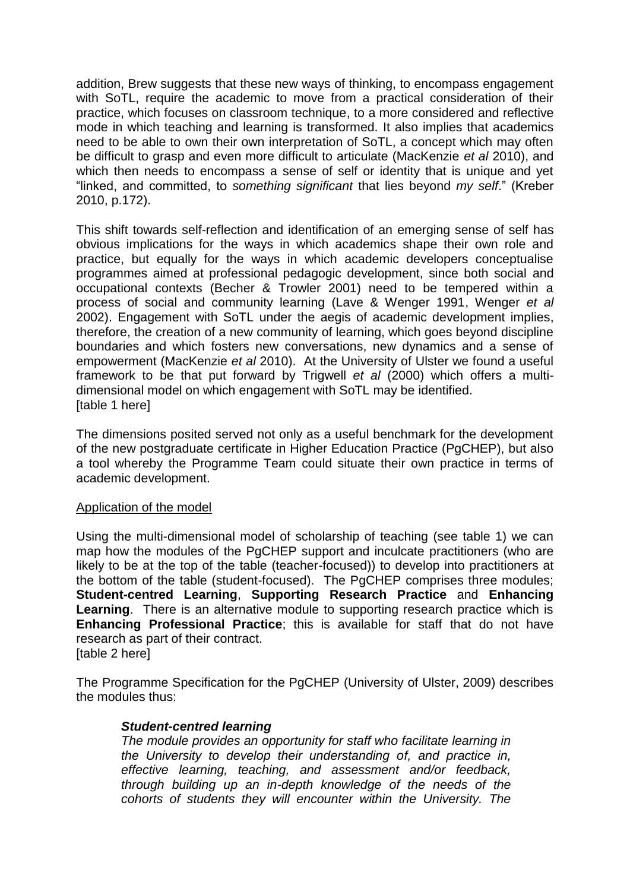addition, Brew suggests that these new ways of thinking, to encompass engagement with SoTL, require the academic to move from a practical consideration of their practice, which focuses on classroom technique, to a more considered and reflective mode in which teaching and learning is transformed. It also implies that academics need to be able to own their own interpretation of SoTL, a concept which may often be difficult to grasp and even more difficult to articulate (MacKenzie *et al* 2010), and which then needs to encompass a sense of self or identity that is unique and yet "linked, and committed, to *something significant* that lies beyond *my self*." (Kreber 2010, p.172).

This shift towards self-reflection and identification of an emerging sense of self has obvious implications for the ways in which academics shape their own role and practice, but equally for the ways in which academic developers conceptualise programmes aimed at professional pedagogic development, since both social and occupational contexts (Becher & Trowler 2001) need to be tempered within a process of social and community learning (Lave & Wenger 1991, Wenger *et al* 2002). Engagement with SoTL under the aegis of academic development implies, therefore, the creation of a new community of learning, which goes beyond discipline boundaries and which fosters new conversations, new dynamics and a sense of empowerment (MacKenzie *et al* 2010). At the University of Ulster we found a useful framework to be that put forward by Trigwell *et al* (2000) which offers a multi-dimensional model on which engagement with SoTL may be identified.
[table 1 here]

The dimensions posited served not only as a useful benchmark for the development of the new postgraduate certificate in Higher Education Practice (PgCHEP), but also a tool whereby the Programme Team could situate their own practice in terms of academic development.

Application of the model

Using the multi-dimensional model of scholarship of teaching (see table 1) we can map how the modules of the PgCHEP support and inculcate practitioners (who are likely to be at the top of the table (teacher-focused)) to develop into practitioners at the bottom of the table (student-focused). The PgCHEP comprises three modules; **Student-centred Learning**, **Supporting Research Practice** and **Enhancing Learning**. There is an alternative module to supporting research practice which is **Enhancing Professional Practice**; this is available for staff that do not have research as part of their contract.
[table 2 here]

The Programme Specification for the PgCHEP (University of Ulster, 2009) describes the modules thus:

> ***Student-centred learning***
> *The module provides an opportunity for staff who facilitate learning in the University to develop their understanding of, and practice in, effective learning, teaching, and assessment and/or feedback, through building up an in-depth knowledge of the needs of the cohorts of students they will encounter within the University. The*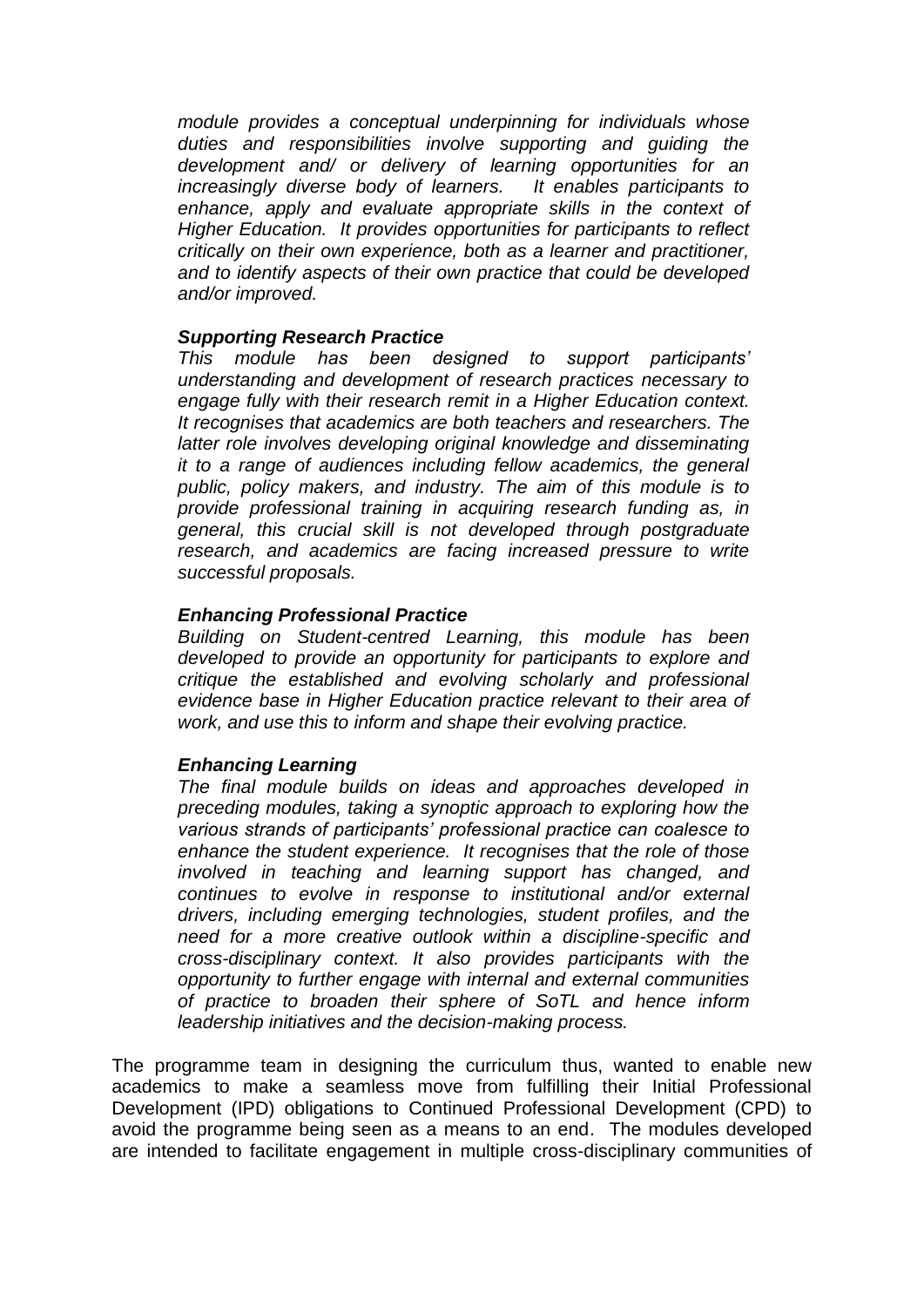*module provides a conceptual underpinning for individuals whose duties and responsibilities involve supporting and guiding the development and/ or delivery of learning opportunities for an increasingly diverse body of learners. It enables participants to enhance, apply and evaluate appropriate skills in the context of Higher Education. It provides opportunities for participants to reflect critically on their own experience, both as a learner and practitioner, and to identify aspects of their own practice that could be developed and/or improved.*

***Supporting Research Practice***
*This module has been designed to support participants' understanding and development of research practices necessary to engage fully with their research remit in a Higher Education context. It recognises that academics are both teachers and researchers. The latter role involves developing original knowledge and disseminating it to a range of audiences including fellow academics, the general public, policy makers, and industry. The aim of this module is to provide professional training in acquiring research funding as, in general, this crucial skill is not developed through postgraduate research, and academics are facing increased pressure to write successful proposals.*

***Enhancing Professional Practice***
*Building on Student-centred Learning, this module has been developed to provide an opportunity for participants to explore and critique the established and evolving scholarly and professional evidence base in Higher Education practice relevant to their area of work, and use this to inform and shape their evolving practice.*

***Enhancing Learning***
*The final module builds on ideas and approaches developed in preceding modules, taking a synoptic approach to exploring how the various strands of participants' professional practice can coalesce to enhance the student experience. It recognises that the role of those involved in teaching and learning support has changed, and continues to evolve in response to institutional and/or external drivers, including emerging technologies, student profiles, and the need for a more creative outlook within a discipline-specific and cross-disciplinary context. It also provides participants with the opportunity to further engage with internal and external communities of practice to broaden their sphere of SoTL and hence inform leadership initiatives and the decision-making process.*

The programme team in designing the curriculum thus, wanted to enable new academics to make a seamless move from fulfilling their Initial Professional Development (IPD) obligations to Continued Professional Development (CPD) to avoid the programme being seen as a means to an end. The modules developed are intended to facilitate engagement in multiple cross-disciplinary communities of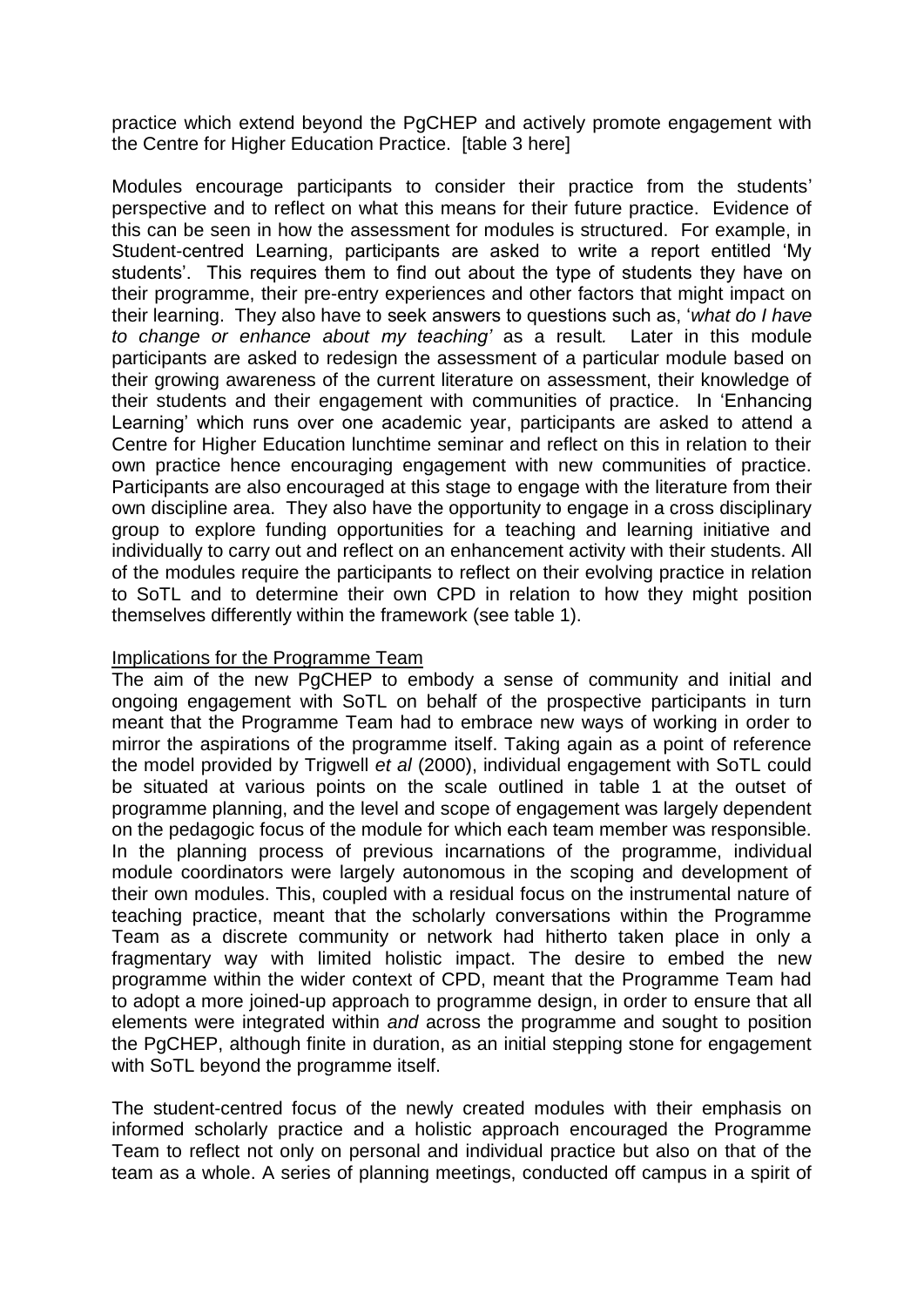practice which extend beyond the PgCHEP and actively promote engagement with the Centre for Higher Education Practice. [table 3 here]

Modules encourage participants to consider their practice from the students' perspective and to reflect on what this means for their future practice. Evidence of this can be seen in how the assessment for modules is structured. For example, in Student-centred Learning, participants are asked to write a report entitled 'My students'. This requires them to find out about the type of students they have on their programme, their pre-entry experiences and other factors that might impact on their learning. They also have to seek answers to questions such as, '*what do I have to change or enhance about my teaching'* as a result*.* Later in this module participants are asked to redesign the assessment of a particular module based on their growing awareness of the current literature on assessment, their knowledge of their students and their engagement with communities of practice. In 'Enhancing Learning' which runs over one academic year, participants are asked to attend a Centre for Higher Education lunchtime seminar and reflect on this in relation to their own practice hence encouraging engagement with new communities of practice. Participants are also encouraged at this stage to engage with the literature from their own discipline area. They also have the opportunity to engage in a cross disciplinary group to explore funding opportunities for a teaching and learning initiative and individually to carry out and reflect on an enhancement activity with their students. All of the modules require the participants to reflect on their evolving practice in relation to SoTL and to determine their own CPD in relation to how they might position themselves differently within the framework (see table 1).

## Implications for the Programme Team

The aim of the new PgCHEP to embody a sense of community and initial and ongoing engagement with SoTL on behalf of the prospective participants in turn meant that the Programme Team had to embrace new ways of working in order to mirror the aspirations of the programme itself. Taking again as a point of reference the model provided by Trigwell *et al* (2000), individual engagement with SoTL could be situated at various points on the scale outlined in table 1 at the outset of programme planning, and the level and scope of engagement was largely dependent on the pedagogic focus of the module for which each team member was responsible. In the planning process of previous incarnations of the programme, individual module coordinators were largely autonomous in the scoping and development of their own modules. This, coupled with a residual focus on the instrumental nature of teaching practice, meant that the scholarly conversations within the Programme Team as a discrete community or network had hitherto taken place in only a fragmentary way with limited holistic impact. The desire to embed the new programme within the wider context of CPD, meant that the Programme Team had to adopt a more joined-up approach to programme design, in order to ensure that all elements were integrated within *and* across the programme and sought to position the PgCHEP, although finite in duration, as an initial stepping stone for engagement with SoTL beyond the programme itself.

The student-centred focus of the newly created modules with their emphasis on informed scholarly practice and a holistic approach encouraged the Programme Team to reflect not only on personal and individual practice but also on that of the team as a whole. A series of planning meetings, conducted off campus in a spirit of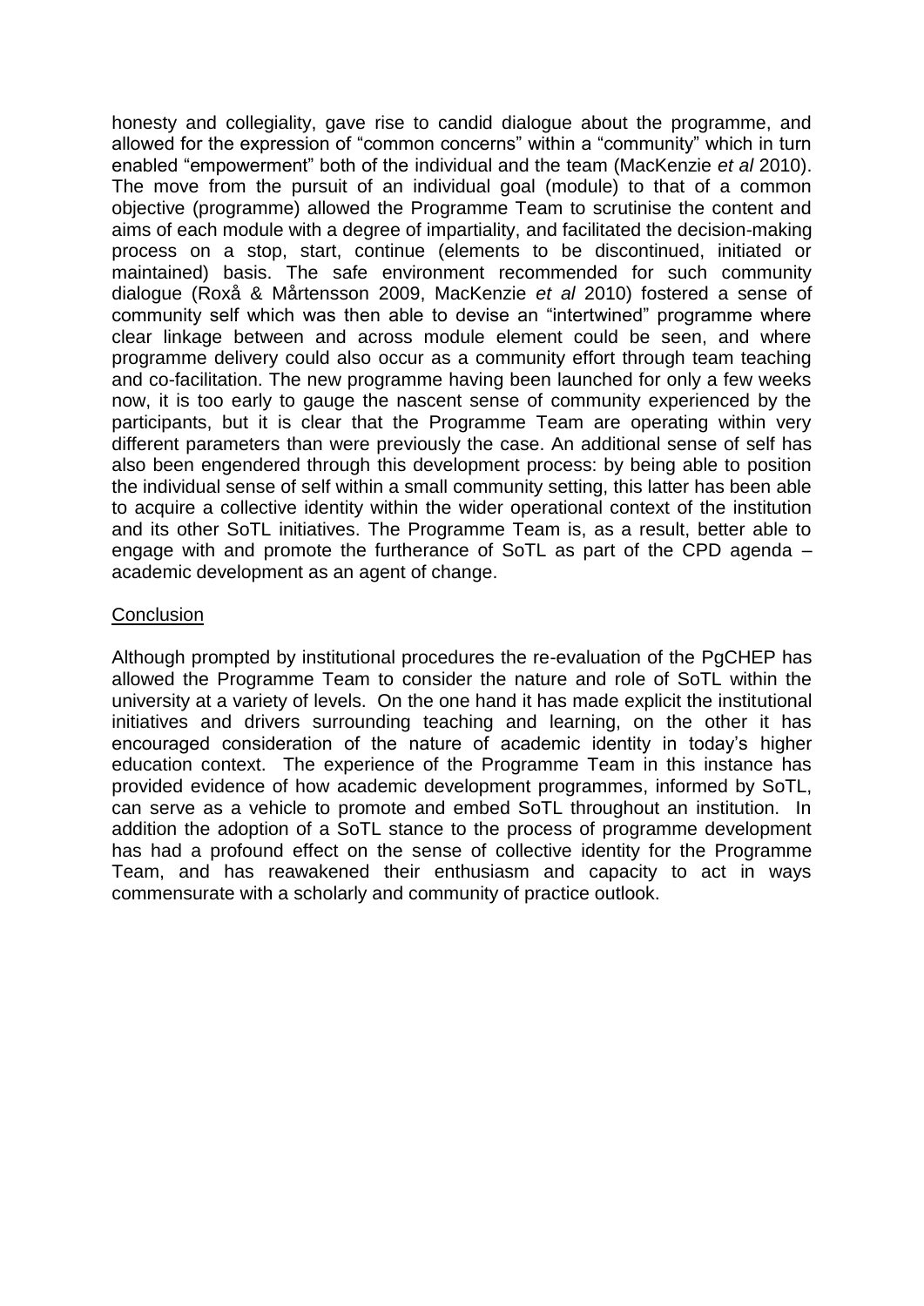honesty and collegiality, gave rise to candid dialogue about the programme, and allowed for the expression of "common concerns" within a "community" which in turn enabled "empowerment" both of the individual and the team (MacKenzie *et al* 2010). The move from the pursuit of an individual goal (module) to that of a common objective (programme) allowed the Programme Team to scrutinise the content and aims of each module with a degree of impartiality, and facilitated the decision-making process on a stop, start, continue (elements to be discontinued, initiated or maintained) basis. The safe environment recommended for such community dialogue (Roxå & Mårtensson 2009, MacKenzie *et al* 2010) fostered a sense of community self which was then able to devise an "intertwined" programme where clear linkage between and across module element could be seen, and where programme delivery could also occur as a community effort through team teaching and co-facilitation. The new programme having been launched for only a few weeks now, it is too early to gauge the nascent sense of community experienced by the participants, but it is clear that the Programme Team are operating within very different parameters than were previously the case. An additional sense of self has also been engendered through this development process: by being able to position the individual sense of self within a small community setting, this latter has been able to acquire a collective identity within the wider operational context of the institution and its other SoTL initiatives. The Programme Team is, as a result, better able to engage with and promote the furtherance of SoTL as part of the CPD agenda – academic development as an agent of change.

## Conclusion

Although prompted by institutional procedures the re-evaluation of the PgCHEP has allowed the Programme Team to consider the nature and role of SoTL within the university at a variety of levels. On the one hand it has made explicit the institutional initiatives and drivers surrounding teaching and learning, on the other it has encouraged consideration of the nature of academic identity in today's higher education context. The experience of the Programme Team in this instance has provided evidence of how academic development programmes, informed by SoTL, can serve as a vehicle to promote and embed SoTL throughout an institution. In addition the adoption of a SoTL stance to the process of programme development has had a profound effect on the sense of collective identity for the Programme Team, and has reawakened their enthusiasm and capacity to act in ways commensurate with a scholarly and community of practice outlook.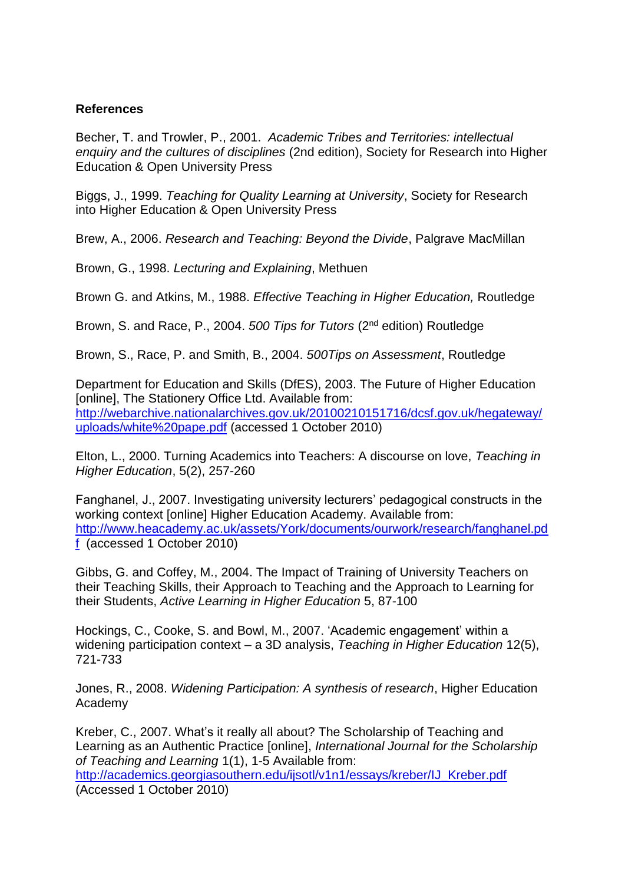**References**

Becher, T. and Trowler, P., 2001. *Academic Tribes and Territories: intellectual enquiry and the cultures of disciplines* (2nd edition), Society for Research into Higher Education & Open University Press

Biggs, J., 1999. *Teaching for Quality Learning at University*, Society for Research into Higher Education & Open University Press

Brew, A., 2006. *Research and Teaching: Beyond the Divide*, Palgrave MacMillan

Brown, G., 1998. *Lecturing and Explaining*, Methuen

Brown G. and Atkins, M., 1988. *Effective Teaching in Higher Education,* Routledge

Brown, S. and Race, P., 2004. *500 Tips for Tutors* (2nd edition) Routledge

Brown, S., Race, P. and Smith, B., 2004. *500Tips on Assessment*, Routledge

Department for Education and Skills (DfES), 2003. The Future of Higher Education [online], The Stationery Office Ltd. Available from: [http://webarchive.nationalarchives.gov.uk/20100210151716/dcsf.gov.uk/hegateway/uploads/white%20pape.pdf](http://webarchive.nationalarchives.gov.uk/20100210151716/dcsf.gov.uk/hegateway/uploads/white%20pape.pdf) (accessed 1 October 2010)

Elton, L., 2000. Turning Academics into Teachers: A discourse on love, *Teaching in Higher Education*, 5(2), 257-260

Fanghanel, J., 2007. Investigating university lecturers' pedagogical constructs in the working context [online] Higher Education Academy. Available from: [http://www.heacademy.ac.uk/assets/York/documents/ourwork/research/fanghanel.pdf](http://www.heacademy.ac.uk/assets/York/documents/ourwork/research/fanghanel.pdf) (accessed 1 October 2010)

Gibbs, G. and Coffey, M., 2004. The Impact of Training of University Teachers on their Teaching Skills, their Approach to Teaching and the Approach to Learning for their Students, *Active Learning in Higher Education* 5, 87-100

Hockings, C., Cooke, S. and Bowl, M., 2007. 'Academic engagement' within a widening participation context – a 3D analysis, *Teaching in Higher Education* 12(5), 721-733

Jones, R., 2008. *Widening Participation: A synthesis of research*, Higher Education Academy

Kreber, C., 2007. What's it really all about? The Scholarship of Teaching and Learning as an Authentic Practice [online], *International Journal for the Scholarship of Teaching and Learning* 1(1), 1-5 Available from: [http://academics.georgiasouthern.edu/ijsotl/v1n1/essays/kreber/IJ_Kreber.pdf](http://academics.georgiasouthern.edu/ijsotl/v1n1/essays/kreber/IJ_Kreber.pdf) (Accessed 1 October 2010)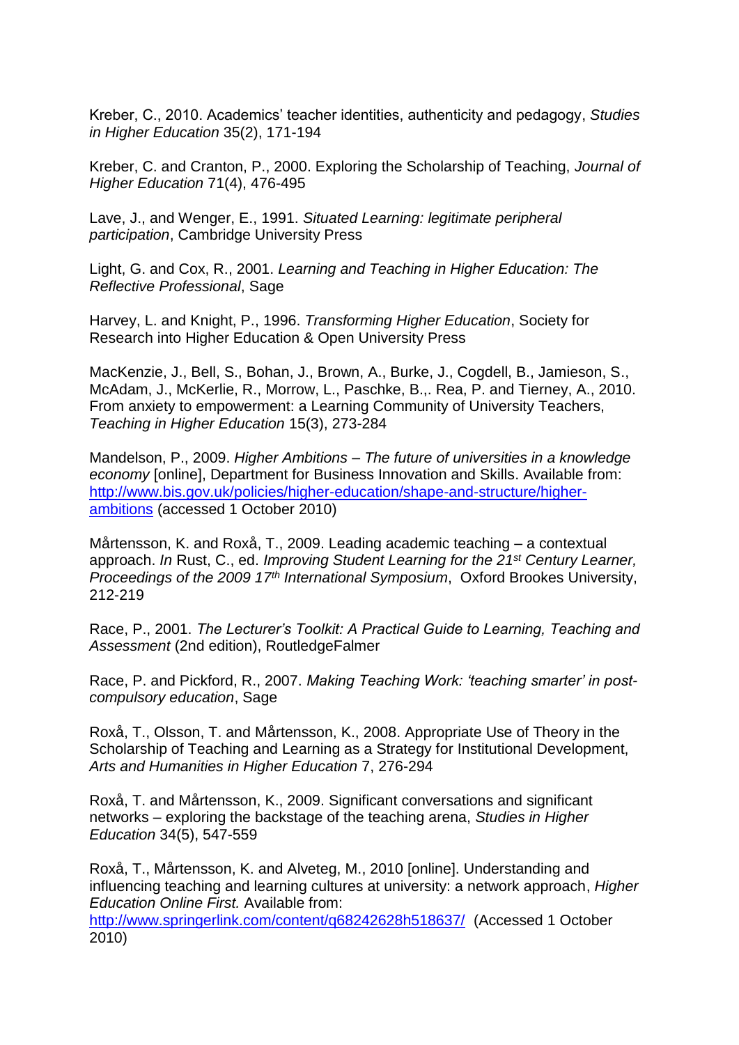Kreber, C., 2010. Academics' teacher identities, authenticity and pedagogy, *Studies in Higher Education* 35(2), 171-194

Kreber, C. and Cranton, P., 2000. Exploring the Scholarship of Teaching, *Journal of Higher Education* 71(4), 476-495

Lave, J., and Wenger, E., 1991. *Situated Learning: legitimate peripheral participation*, Cambridge University Press

Light, G. and Cox, R., 2001. *Learning and Teaching in Higher Education: The Reflective Professional*, Sage

Harvey, L. and Knight, P., 1996. *Transforming Higher Education*, Society for Research into Higher Education & Open University Press

MacKenzie, J., Bell, S., Bohan, J., Brown, A., Burke, J., Cogdell, B., Jamieson, S., McAdam, J., McKerlie, R., Morrow, L., Paschke, B.,. Rea, P. and Tierney, A., 2010. From anxiety to empowerment: a Learning Community of University Teachers, *Teaching in Higher Education* 15(3), 273-284

Mandelson, P., 2009. *Higher Ambitions – The future of universities in a knowledge economy* [online], Department for Business Innovation and Skills. Available from: [http://www.bis.gov.uk/policies/higher-education/shape-and-structure/higher-ambitions](http://www.bis.gov.uk/policies/higher-education/shape-and-structure/higher-ambitions) (accessed 1 October 2010)

Mårtensson, K. and Roxå, T., 2009. Leading academic teaching – a contextual approach. *In* Rust, C., ed. *Improving Student Learning for the 21st Century Learner, Proceedings of the 2009 17th International Symposium*, Oxford Brookes University, 212-219

Race, P., 2001. *The Lecturer's Toolkit: A Practical Guide to Learning, Teaching and Assessment* (2nd edition), RoutledgeFalmer

Race, P. and Pickford, R., 2007. *Making Teaching Work: 'teaching smarter' in post-compulsory education*, Sage

Roxå, T., Olsson, T. and Mårtensson, K., 2008. Appropriate Use of Theory in the Scholarship of Teaching and Learning as a Strategy for Institutional Development, *Arts and Humanities in Higher Education* 7, 276-294

Roxå, T. and Mårtensson, K., 2009. Significant conversations and significant networks – exploring the backstage of the teaching arena, *Studies in Higher Education* 34(5), 547-559

Roxå, T., Mårtensson, K. and Alveteg, M., 2010 [online]. Understanding and influencing teaching and learning cultures at university: a network approach, *Higher Education Online First.* Available from: [http://www.springerlink.com/content/q68242628h518637/](http://www.springerlink.com/content/q68242628h518637/) (Accessed 1 October 2010)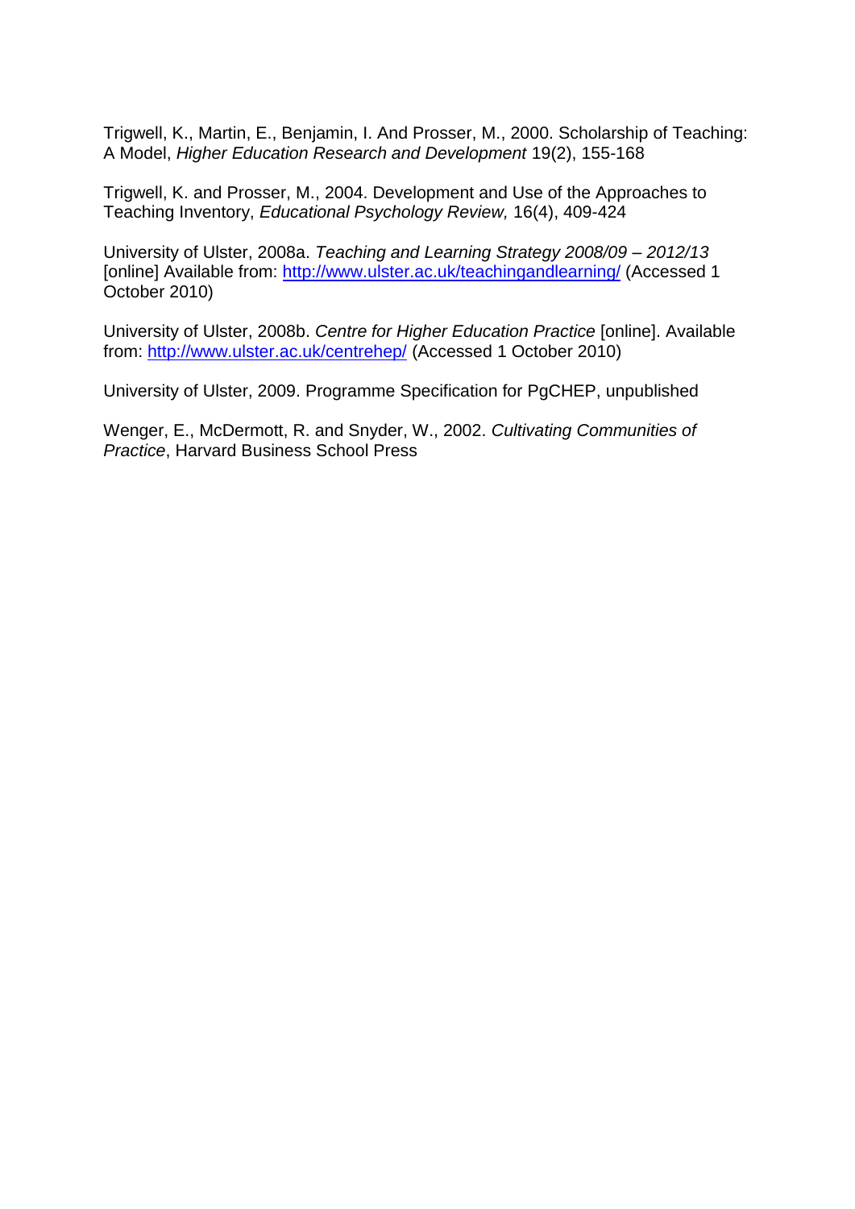Trigwell, K., Martin, E., Benjamin, I. And Prosser, M., 2000. Scholarship of Teaching: A Model, *Higher Education Research and Development* 19(2), 155-168

Trigwell, K. and Prosser, M., 2004. Development and Use of the Approaches to Teaching Inventory, *Educational Psychology Review,* 16(4), 409-424

University of Ulster, 2008a. *Teaching and Learning Strategy 2008/09 – 2012/13* [online] Available from: [http://www.ulster.ac.uk/teachingandlearning/](http://www.ulster.ac.uk/teachingandlearning/) (Accessed 1 October 2010)

University of Ulster, 2008b. *Centre for Higher Education Practice* [online]. Available from: [http://www.ulster.ac.uk/centrehep/](http://www.ulster.ac.uk/centrehep/) (Accessed 1 October 2010)

University of Ulster, 2009. Programme Specification for PgCHEP, unpublished

Wenger, E., McDermott, R. and Snyder, W., 2002. *Cultivating Communities of Practice*, Harvard Business School Press